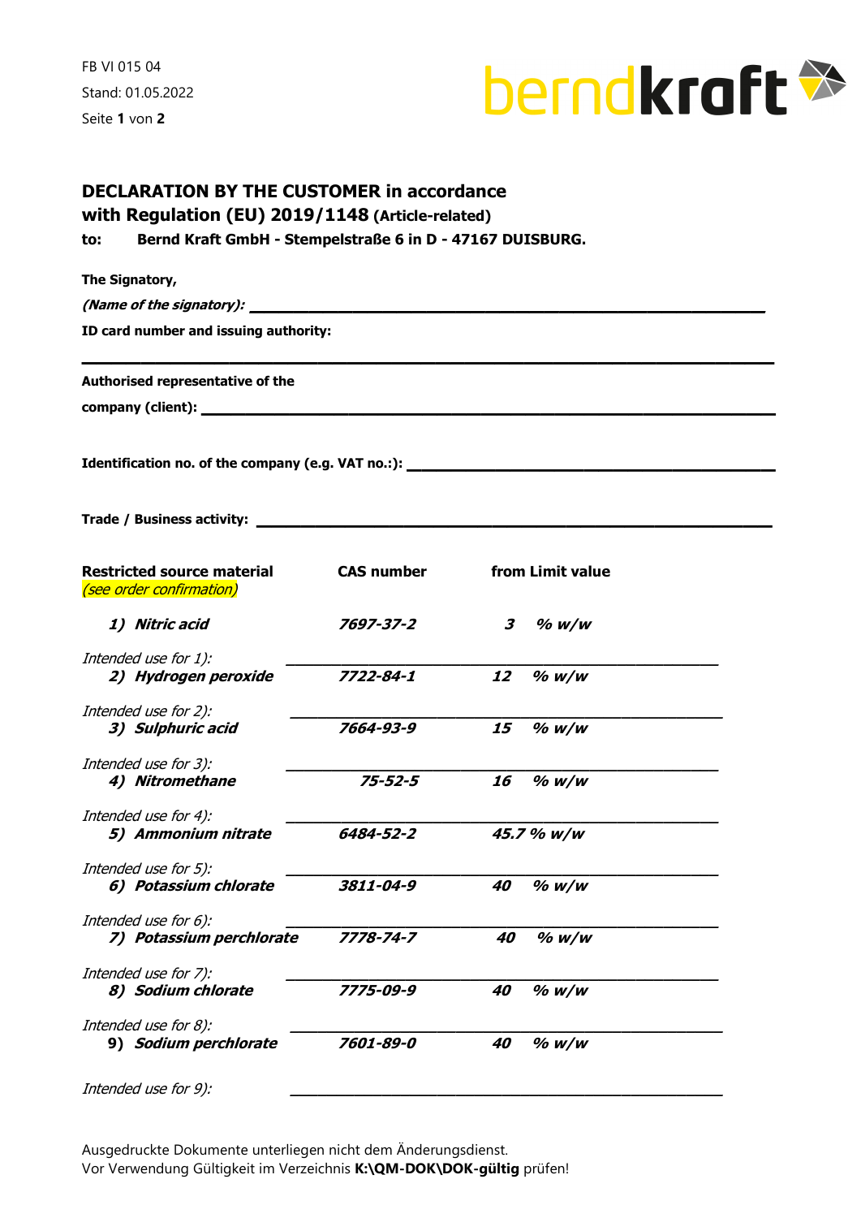**DECLARATION BY THE CUSTOMER in accordance with Regulation (EU) 2019/1148 (Article-related)**

**to: Bernd Kraft GmbH - Stempelstraße 6 in D - 47167 DUISBURG.**

**The Signatory,**

***(Name of the signatory):*** ______________________________________________

**ID card number and issuing authority:**

______________________________________________

**Authorised representative of the company (client):** ______________________________________________

**Identification no. of the company (e.g. VAT no.:):** ______________________________________________

**Trade / Business activity:** ______________________________________________

| **Restricted source material** *(see order confirmation)* | **CAS number** | **from Limit value** |
|---|---|---|
| ***1) Nitric acid*** | ***7697-37-2*** | ***3 % w/w*** |
| *Intended use for 1):* ______________________ | | |
| ***2) Hydrogen peroxide*** | ***7722-84-1*** | ***12 % w/w*** |
| *Intended use for 2):* ______________________ | | |
| ***3) Sulphuric acid*** | ***7664-93-9*** | ***15 % w/w*** |
| *Intended use for 3):* ______________________ | | |
| ***4) Nitromethane*** | ***75-52-5*** | ***16 % w/w*** |
| *Intended use for 4):* ______________________ | | |
| ***5) Ammonium nitrate*** | ***6484-52-2*** | ***45.7 % w/w*** |
| *Intended use for 5):* ______________________ | | |
| ***6) Potassium chlorate*** | ***3811-04-9*** | ***40 % w/w*** |
| *Intended use for 6):* ______________________ | | |
| ***7) Potassium perchlorate*** | ***7778-74-7*** | ***40 % w/w*** |
| *Intended use for 7):* ______________________ | | |
| ***8) Sodium chlorate*** | ***7775-09-9*** | ***40 % w/w*** |
| *Intended use for 8):* ______________________ | | |
| ***9) Sodium perchlorate*** | ***7601-89-0*** | ***40 % w/w*** |
| *Intended use for 9):* ______________________ | | |

Ausgedruckte Dokumente unterliegen nicht dem Änderungsdienst.
Vor Verwendung Gültigkeit im Verzeichnis **K:\QM-DOK\DOK-gültig** prüfen!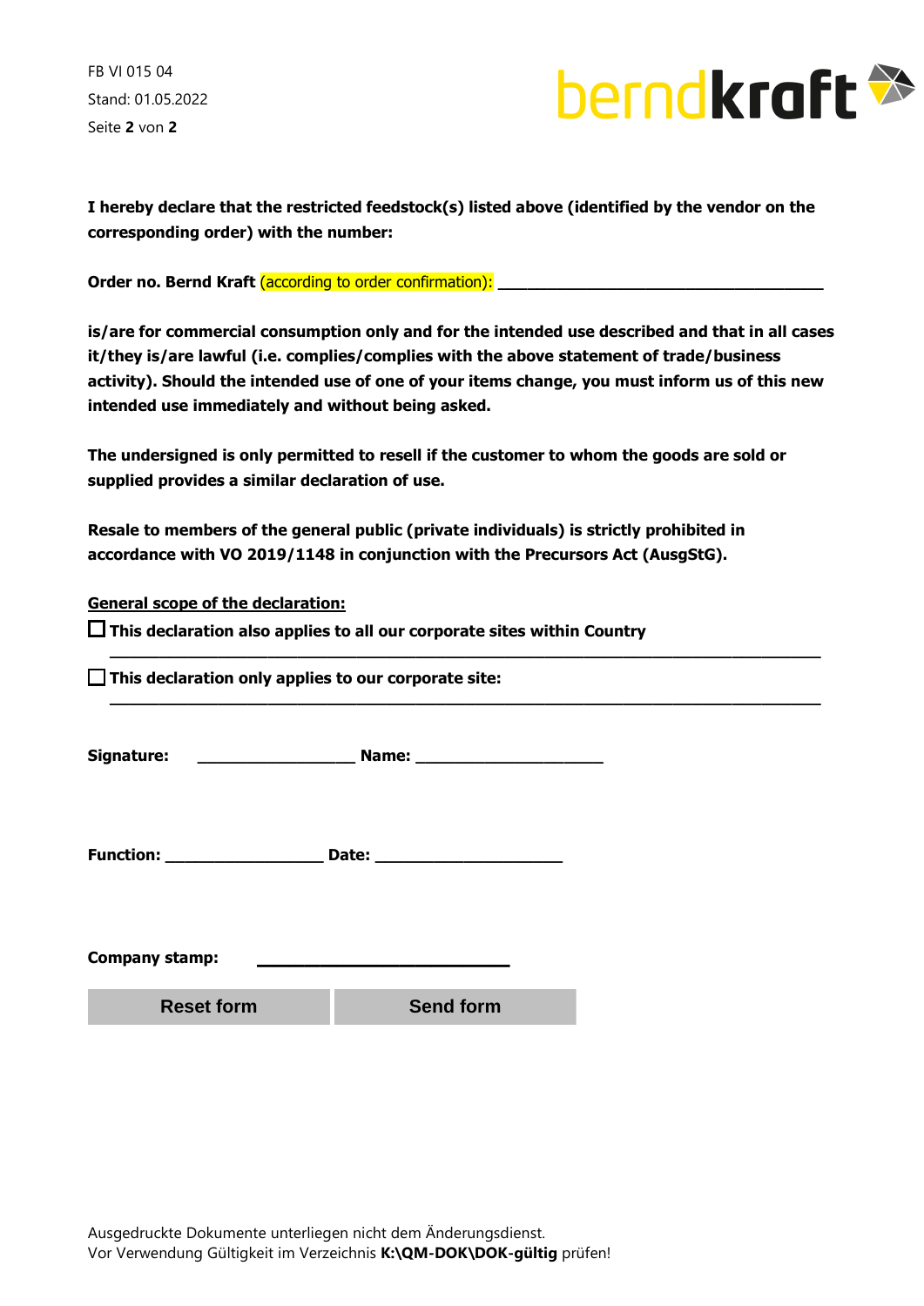**I hereby declare that the restricted feedstock(s) listed above (identified by the vendor on the corresponding order) with the number:**

**Order no. Bernd Kraft** (according to order confirmation): ______________________________________

**is/are for commercial consumption only and for the intended use described and that in all cases it/they is/are lawful (i.e. complies/complies with the above statement of trade/business activity). Should the intended use of one of your items change, you must inform us of this new intended use immediately and without being asked.**

**The undersigned is only permitted to resell if the customer to whom the goods are sold or supplied provides a similar declaration of use.**

**Resale to members of the general public (private individuals) is strictly prohibited in accordance with VO 2019/1148 in conjunction with the Precursors Act (AusgStG).**

**General scope of the declaration:**

☐ **This declaration also applies to all our corporate sites within Country**
__________________________________________________________________________________

☐ **This declaration only applies to our corporate site:**
__________________________________________________________________________________

**Signature:** __________________ **Name:** ______________________

**Function:** __________________ **Date:** ______________________

**Company stamp:** ______________________________

Reset form | Send form

Ausgedruckte Dokumente unterliegen nicht dem Änderungsdienst.
Vor Verwendung Gültigkeit im Verzeichnis **K:\QM-DOK\DOK-gültig** prüfen!